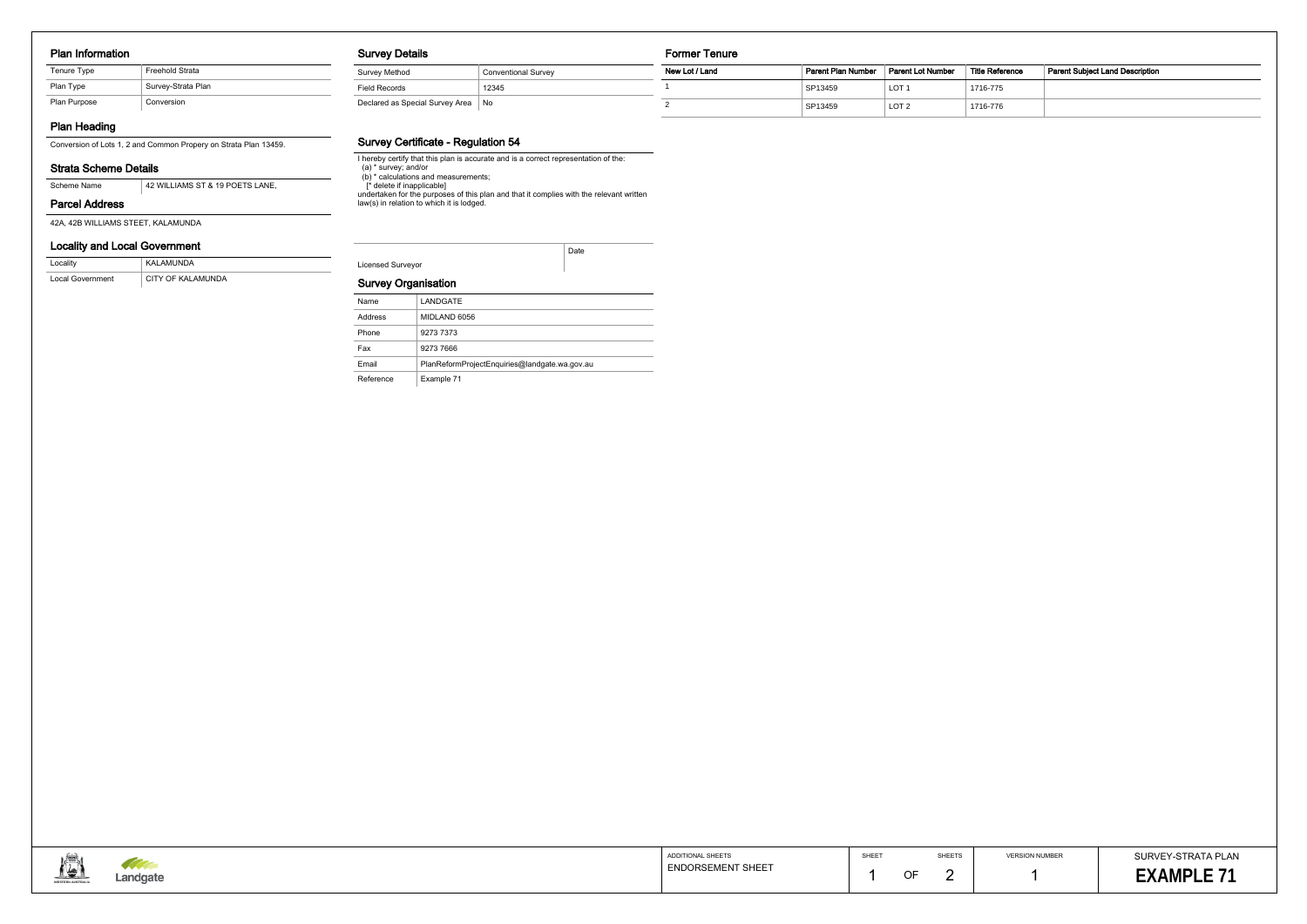## Plan Information

| Tenure Type | Freehold Strata |
| --- | --- |
| Plan Type | Survey-Strata Plan |
| Plan Purpose | Conversion |

## Plan Heading

Conversion of Lots 1, 2 and Common Propery on Strata Plan 13459.

## Strata Scheme Details

| Scheme Name | 42 WILLIAMS ST & 19 POETS LANE, |
| --- | --- |

## Parcel Address

42A, 42B WILLIAMS STEET, KALAMUNDA

## Locality and Local Government

| Locality | KALAMUNDA |
| --- | --- |
| Local Government | CITY OF KALAMUNDA |

## Survey Details

| Survey Method | Conventional Survey |
| --- | --- |
| Field Records | 12345 |
| Declared as Special Survey Area | No |

## Survey Certificate - Regulation 54

I hereby certify that this plan is accurate and is a correct representation of the:
(a) * survey; and/or
(b) * calculations and measurements;
[* delete if inapplicable]
undertaken for the purposes of this plan and that it complies with the relevant written law(s) in relation to which it is lodged.

| Licensed Surveyor | Date |
| --- | --- |

## Survey Organisation

| Name | LANDGATE |
| --- | --- |
| Address | MIDLAND 6056 |
| Phone | 9273 7373 |
| Fax | 9273 7666 |
| Email | PlanReformProjectEnquiries@landgate.wa.gov.au |
| Reference | Example 71 |

## Former Tenure

| New Lot / Land | Parent Plan Number | Parent Lot Number | Title Reference | Parent Subject Land Description |
| --- | --- | --- | --- | --- |
| 1 | SP13459 | LOT 1 | 1716-775 | |
| 2 | SP13459 | LOT 2 | 1716-776 | |

| ADDITIONAL SHEETS | SHEET | SHEETS | VERSION NUMBER | SURVEY-STRATA PLAN |
| --- | --- | --- | --- | --- |
| ENDORSEMENT SHEET | 1 OF | 2 | 1 | **EXAMPLE 71** |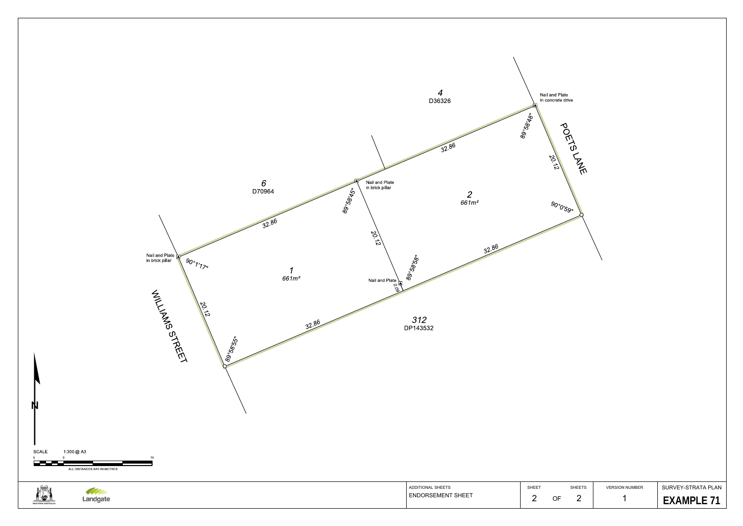4
D36326

Nail and Plate
in concrete drive

89°58'48"

POETS LANE

32.86

20.12

6
D70964

Nail and Plate
in brick pillar

89°58'45"

2
661m²

90°0'59"

32.86

20.12

32.86

Nail and Plate
in brick pillar

90°1'17"

1
661m²

89°58'58"

Nail and Plate

0.09

WILLIAMS STREET

20.12

32.86

312
DP143532

89°58'55"

N

SCALE 1:300 @ A3

5 0 15

ALL DISTANCES ARE IN METRES

WESTERN AUSTRALIA

Landgate

| ADDITIONAL SHEETS | SHEET | SHEETS | VERSION NUMBER | SURVEY-STRATA PLAN |
|---|---|---|---|---|
| ENDORSEMENT SHEET | 2 OF | 2 | 1 | **EXAMPLE 71** |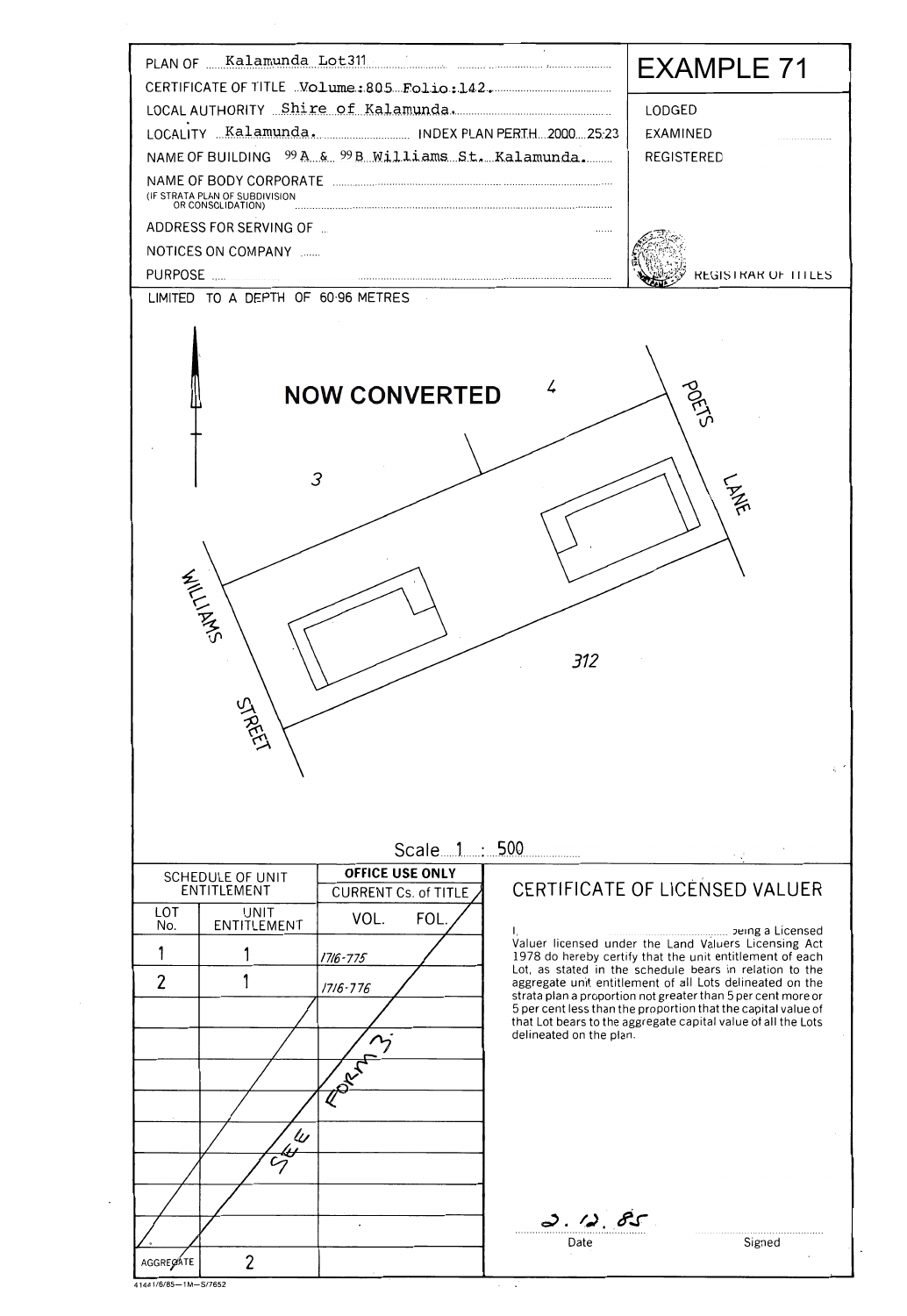PLAN OF Kalamunda Lot311

CERTIFICATE OF TITLE Volume:805 Folio:142.

LOCAL AUTHORITY Shire of Kalamunda.

LOCALITY Kalamunda. INDEX PLAN PERTH 2000 25:23

NAME OF BUILDING 99 A & 99 B Williams St. Kalamunda.

NAME OF BODY CORPORATE
(IF STRATA PLAN OF SUBDIVISION OR CONSOLIDATION)

ADDRESS FOR SERVING OF NOTICES ON COMPANY

PURPOSE

# EXAMPLE 71

LODGED

EXAMINED

REGISTERED

REGISTRAR OF TITLES

LIMITED TO A DEPTH OF 60·96 METRES

## NOW CONVERTED

4

3

312

WILLIAMS STREET

POETS LANE

Scale 1 : 500

| SCHEDULE OF UNIT ENTITLEMENT | | OFFICE USE ONLY |
|---|---|---|
| | | CURRENT Cs. of TITLE |
| LOT No. | UNIT ENTITLEMENT | VOL. FOL. |
| 1 | 1 | 1716-775 |
| 2 | 1 | 1716-776 |
| | | SEE FORM 3 |
| AGGREGATE | 2 | |

## CERTIFICATE OF LICENSED VALUER

I, ............ being a Licensed Valuer licensed under the Land Valuers Licensing Act 1978 do hereby certify that the unit entitlement of each Lot, as stated in the schedule bears in relation to the aggregate unit entitlement of all Lots delineated on the strata plan a proportion not greater than 5 per cent more or 5 per cent less than the proportion that the capital value of that Lot bears to the aggregate capital value of all the Lots delineated on the plan.

2. 12. 85

Date Signed

41441/6/85—1M—S/7652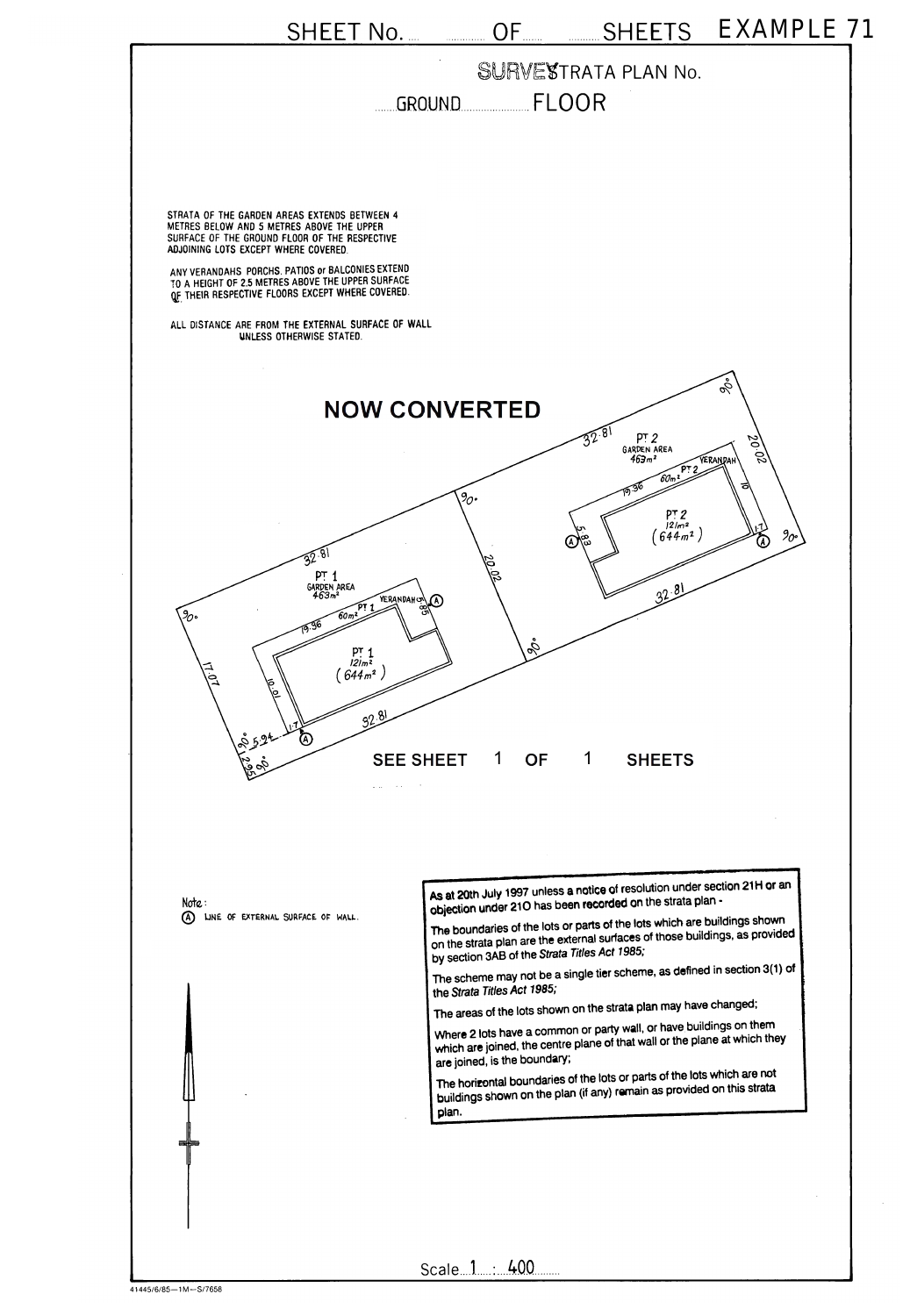SHEET No. ...... OF ...... SHEETS **EXAMPLE 71**

SURVEY STRATA PLAN No.

GROUND FLOOR

STRATA OF THE GARDEN AREAS EXTENDS BETWEEN 4 METRES BELOW AND 5 METRES ABOVE THE UPPER SURFACE OF THE GROUND FLOOR OF THE RESPECTIVE ADJOINING LOTS EXCEPT WHERE COVERED.

ANY VERANDAHS PORCHS. PATIOS or BALCONIES EXTEND TO A HEIGHT OF 2.5 METRES ABOVE THE UPPER SURFACE OF THEIR RESPECTIVE FLOORS EXCEPT WHERE COVERED.

ALL DISTANCE ARE FROM THE EXTERNAL SURFACE OF WALL UNLESS OTHERWISE STATED.

**NOW CONVERTED**

PT 1
GARDEN AREA
463m²
VERANDAH
PT 1
60m²
PT 1
121m²
(644m²)
32.81
19.36
10.01
5.85
1.7
17.07
5.94
2.95
90°

PT 2
GARDEN AREA
463m²
VERANDAH
PT 2
60m²
PT 2
121m²
(644m²)
32.81
19.36
20.02
5.83
10
1.7
90°

**SEE SHEET 1 OF 1 SHEETS**

Note:
(A) LINE OF EXTERNAL SURFACE OF WALL.

**As at 20th July 1997 unless a notice of resolution under section 21H or an objection under 21O has been recorded on the strata plan -**

The boundaries of the lots or parts of the lots which are buildings shown on the strata plan are the external surfaces of those buildings, as provided by section 3AB of the *Strata Titles Act 1985;*

The scheme may not be a single tier scheme, as defined in section 3(1) of the *Strata Titles Act 1985;*

The areas of the lots shown on the strata plan may have changed;

Where 2 lots have a common or party wall, or have buildings on them which are joined, the centre plane of that wall or the plane at which they are joined, is the boundary;

The horizontal boundaries of the lots or parts of the lots which are not buildings shown on the plan (if any) remain as provided on this strata plan.

Scale 1 : 400

41445/6/85—1M—S/7658